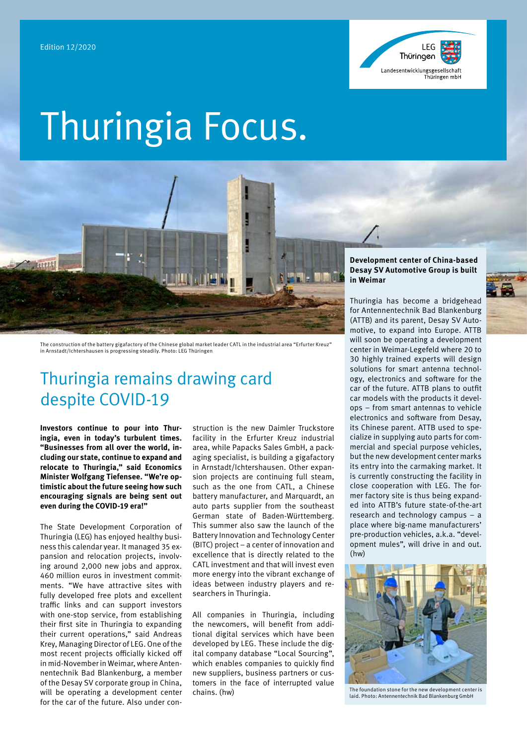Edition 12/2020

LEG Thüringen
Landesentwicklungsgesellschaft Thüringen mbH

# Thuringia Focus.

The construction of the battery gigafactory of the Chinese global market leader CATL in the industrial area "Erfurter Kreuz" in Arnstadt/Ichtershausen is progressing steadily. Photo: LEG Thüringen

## Thuringia remains drawing card despite COVID-19

**Investors continue to pour into Thuringia, even in today's turbulent times. "Businesses from all over the world, including our state, continue to expand and relocate to Thuringia," said Economics Minister Wolfgang Tiefensee. "We're optimistic about the future seeing how such encouraging signals are being sent out even during the COVID-19 era!"**

The State Development Corporation of Thuringia (LEG) has enjoyed healthy business this calendar year. It managed 35 expansion and relocation projects, involving around 2,000 new jobs and approx. 460 million euros in investment commitments. "We have attractive sites with fully developed free plots and excellent traffic links and can support investors with one-stop service, from establishing their first site in Thuringia to expanding their current operations," said Andreas Krey, Managing Director of LEG. One of the most recent projects officially kicked off in mid-November in Weimar, where Antennentechnik Bad Blankenburg, a member of the Desay SV corporate group in China, will be operating a development center for the car of the future. Also under construction is the new Daimler Truckstore facility in the Erfurter Kreuz industrial area, while Papacks Sales GmbH, a packaging specialist, is building a gigafactory in Arnstadt/Ichtershausen. Other expansion projects are continuing full steam, such as the one from CATL, a Chinese battery manufacturer, and Marquardt, an auto parts supplier from the southeast German state of Baden-Württemberg. This summer also saw the launch of the Battery Innovation and Technology Center (BITC) project – a center of innovation and excellence that is directly related to the CATL investment and that will invest even more energy into the vibrant exchange of ideas between industry players and researchers in Thuringia.

All companies in Thuringia, including the newcomers, will benefit from additional digital services which have been developed by LEG. These include the digital company database "Local Sourcing", which enables companies to quickly find new suppliers, business partners or customers in the face of interrupted value chains. (hw)

**Development center of China-based Desay SV Automotive Group is built in Weimar**

Thuringia has become a bridgehead for Antennentechnik Bad Blankenburg (ATTB) and its parent, Desay SV Automotive, to expand into Europe. ATTB will soon be operating a development center in Weimar-Legefeld where 20 to 30 highly trained experts will design solutions for smart antenna technology, electronics and software for the car of the future. ATTB plans to outfit car models with the products it develops – from smart antennas to vehicle electronics and software from Desay, its Chinese parent. ATTB used to specialize in supplying auto parts for commercial and special purpose vehicles, but the new development center marks its entry into the carmaking market. It is currently constructing the facility in close cooperation with LEG. The former factory site is thus being expanded into ATTB's future state-of-the-art research and technology campus – a place where big-name manufacturers' pre-production vehicles, a.k.a. "development mules", will drive in and out. (hw)

The foundation stone for the new development center is laid. Photo: Antennentechnik Bad Blankenburg GmbH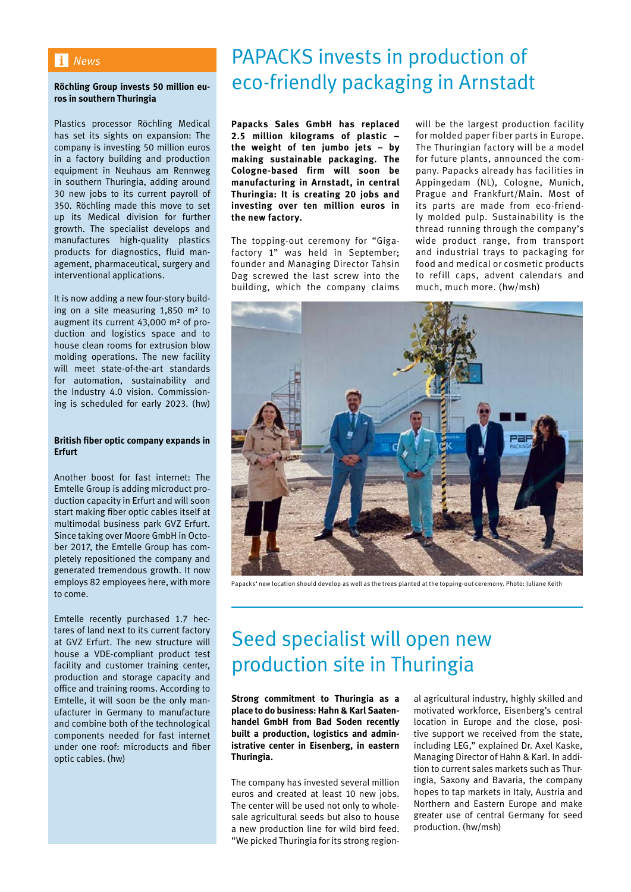## News

**Röchling Group invests 50 million euros in southern Thuringia**

Plastics processor Röchling Medical has set its sights on expansion: The company is investing 50 million euros in a factory building and production equipment in Neuhaus am Rennweg in southern Thuringia, adding around 30 new jobs to its current payroll of 350. Röchling made this move to set up its Medical division for further growth. The specialist develops and manufactures high-quality plastics products for diagnostics, fluid management, pharmaceutical, surgery and interventional applications.

It is now adding a new four-story building on a site measuring 1,850 m² to augment its current 43,000 m² of production and logistics space and to house clean rooms for extrusion blow molding operations. The new facility will meet state-of-the-art standards for automation, sustainability and the Industry 4.0 vision. Commissioning is scheduled for early 2023. (hw)

**British fiber optic company expands in Erfurt**

Another boost for fast internet: The Emtelle Group is adding microduct production capacity in Erfurt and will soon start making fiber optic cables itself at multimodal business park GVZ Erfurt. Since taking over Moore GmbH in October 2017, the Emtelle Group has completely repositioned the company and generated tremendous growth. It now employs 82 employees here, with more to come.

Emtelle recently purchased 1.7 hectares of land next to its current factory at GVZ Erfurt. The new structure will house a VDE-compliant product test facility and customer training center, production and storage capacity and office and training rooms. According to Emtelle, it will soon be the only manufacturer in Germany to manufacture and combine both of the technological components needed for fast internet under one roof: microducts and fiber optic cables. (hw)

# PAPACKS invests in production of eco-friendly packaging in Arnstadt

**Papacks Sales GmbH has replaced 2.5 million kilograms of plastic – the weight of ten jumbo jets – by making sustainable packaging. The Cologne-based firm will soon be manufacturing in Arnstadt, in central Thuringia: It is creating 20 jobs and investing over ten million euros in the new factory.**

The topping-out ceremony for "Gigafactory 1" was held in September; founder and Managing Director Tahsin Dag screwed the last screw into the building, which the company claims will be the largest production facility for molded paper fiber parts in Europe. The Thuringian factory will be a model for future plants, announced the company. Papacks already has facilities in Appingedam (NL), Cologne, Munich, Prague and Frankfurt/Main. Most of its parts are made from eco-friendly molded pulp. Sustainability is the thread running through the company's wide product range, from transport and industrial trays to packaging for food and medical or cosmetic products to refill caps, advent calendars and much, much more. (hw/msh)

Papacks' new location should develop as well as the trees planted at the topping-out ceremony. Photo: Juliane Keith

# Seed specialist will open new production site in Thuringia

**Strong commitment to Thuringia as a place to do business: Hahn & Karl Saatenhandel GmbH from Bad Soden recently built a production, logistics and administrative center in Eisenberg, in eastern Thuringia.**

The company has invested several million euros and created at least 10 new jobs. The center will be used not only to wholesale agricultural seeds but also to house a new production line for wild bird feed. "We picked Thuringia for its strong regional agricultural industry, highly skilled and motivated workforce, Eisenberg's central location in Europe and the close, positive support we received from the state, including LEG," explained Dr. Axel Kaske, Managing Director of Hahn & Karl. In addition to current sales markets such as Thuringia, Saxony and Bavaria, the company hopes to tap markets in Italy, Austria and Northern and Eastern Europe and make greater use of central Germany for seed production. (hw/msh)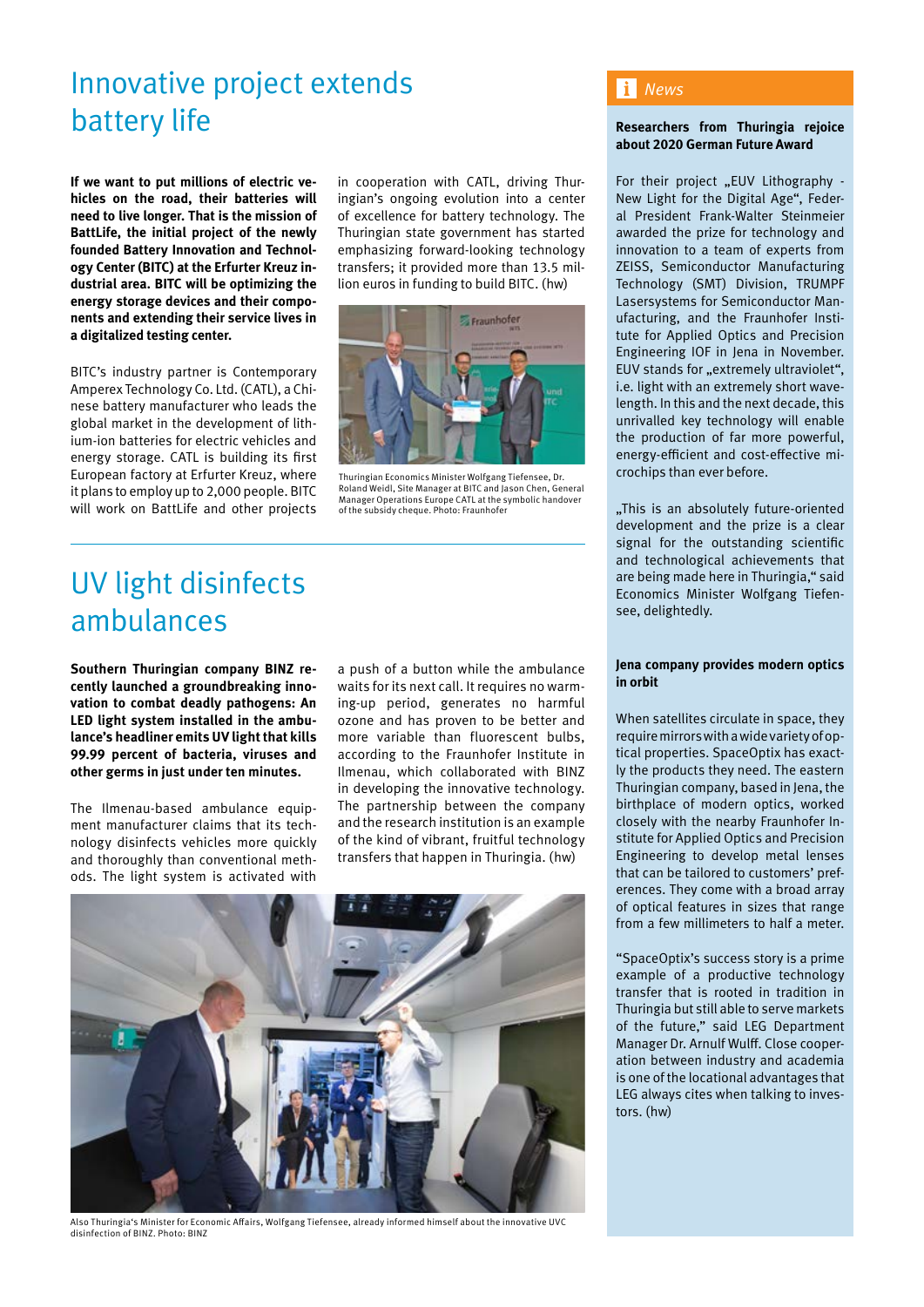# Innovative project extends battery life

**If we want to put millions of electric vehicles on the road, their batteries will need to live longer. That is the mission of BattLife, the initial project of the newly founded Battery Innovation and Technology Center (BITC) at the Erfurter Kreuz industrial area. BITC will be optimizing the energy storage devices and their components and extending their service lives in a digitalized testing center.**

BITC's industry partner is Contemporary Amperex Technology Co. Ltd. (CATL), a Chinese battery manufacturer who leads the global market in the development of lithium-ion batteries for electric vehicles and energy storage. CATL is building its first European factory at Erfurter Kreuz, where it plans to employ up to 2,000 people. BITC will work on BattLife and other projects in cooperation with CATL, driving Thuringian's ongoing evolution into a center of excellence for battery technology. The Thuringian state government has started emphasizing forward-looking technology transfers; it provided more than 13.5 million euros in funding to build BITC. (hw)

Thuringian Economics Minister Wolfgang Tiefensee, Dr. Roland Weidl, Site Manager at BITC and Jason Chen, General Manager Operations Europe CATL at the symbolic handover of the subsidy cheque. Photo: Fraunhofer

# UV light disinfects ambulances

**Southern Thuringian company BINZ recently launched a groundbreaking innovation to combat deadly pathogens: An LED light system installed in the ambulance's headliner emits UV light that kills 99.99 percent of bacteria, viruses and other germs in just under ten minutes.**

The Ilmenau-based ambulance equipment manufacturer claims that its technology disinfects vehicles more quickly and thoroughly than conventional methods. The light system is activated with a push of a button while the ambulance waits for its next call. It requires no warming-up period, generates no harmful ozone and has proven to be better and more variable than fluorescent bulbs, according to the Fraunhofer Institute in Ilmenau, which collaborated with BINZ in developing the innovative technology. The partnership between the company and the research institution is an example of the kind of vibrant, fruitful technology transfers that happen in Thuringia. (hw)

Also Thuringia's Minister for Economic Affairs, Wolfgang Tiefensee, already informed himself about the innovative UVC disinfection of BINZ. Photo: BINZ

## News

### Researchers from Thuringia rejoice about 2020 German Future Award

For their project „EUV Lithography - New Light for the Digital Age", Federal President Frank-Walter Steinmeier awarded the prize for technology and innovation to a team of experts from ZEISS, Semiconductor Manufacturing Technology (SMT) Division, TRUMPF Lasersystems for Semiconductor Manufacturing, and the Fraunhofer Institute for Applied Optics and Precision Engineering IOF in Jena in November. EUV stands for „extremely ultraviolet", i.e. light with an extremely short wavelength. In this and the next decade, this unrivalled key technology will enable the production of far more powerful, energy-efficient and cost-effective microchips than ever before.

„This is an absolutely future-oriented development and the prize is a clear signal for the outstanding scientific and technological achievements that are being made here in Thuringia," said Economics Minister Wolfgang Tiefensee, delightedly.

### Jena company provides modern optics in orbit

When satellites circulate in space, they require mirrors with a wide variety of optical properties. SpaceOptix has exactly the products they need. The eastern Thuringian company, based in Jena, the birthplace of modern optics, worked closely with the nearby Fraunhofer Institute for Applied Optics and Precision Engineering to develop metal lenses that can be tailored to customers' preferences. They come with a broad array of optical features in sizes that range from a few millimeters to half a meter.

"SpaceOptix's success story is a prime example of a productive technology transfer that is rooted in tradition in Thuringia but still able to serve markets of the future," said LEG Department Manager Dr. Arnulf Wulff. Close cooperation between industry and academia is one of the locational advantages that LEG always cites when talking to investors. (hw)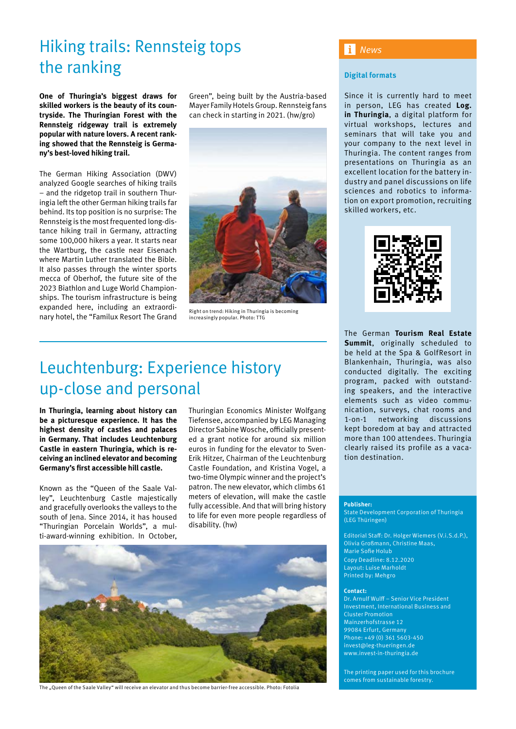# Hiking trails: Rennsteig tops the ranking

**One of Thuringia's biggest draws for skilled workers is the beauty of its countryside. The Thuringian Forest with the Rennsteig ridgeway trail is extremely popular with nature lovers. A recent ranking showed that the Rennsteig is Germany's best-loved hiking trail.**

The German Hiking Association (DWV) analyzed Google searches of hiking trails – and the ridgetop trail in southern Thuringia left the other German hiking trails far behind. Its top position is no surprise: The Rennsteig is the most frequented long-distance hiking trail in Germany, attracting some 100,000 hikers a year. It starts near the Wartburg, the castle near Eisenach where Martin Luther translated the Bible. It also passes through the winter sports mecca of Oberhof, the future site of the 2023 Biathlon and Luge World Championships. The tourism infrastructure is being expanded here, including an extraordinary hotel, the "Familux Resort The Grand Green", being built by the Austria-based Mayer Family Hotels Group. Rennsteig fans can check in starting in 2021. (hw/gro)

Right on trend: Hiking in Thuringia is becoming increasingly popular. Photo: TTG

# Leuchtenburg: Experience history up-close and personal

**In Thuringia, learning about history can be a picturesque experience. It has the highest density of castles and palaces in Germany. That includes Leuchtenburg Castle in eastern Thuringia, which is receiving an inclined elevator and becoming Germany's first accessible hill castle.**

Known as the "Queen of the Saale Valley", Leuchtenburg Castle majestically and gracefully overlooks the valleys to the south of Jena. Since 2014, it has housed "Thuringian Porcelain Worlds", a multi-award-winning exhibition. In October, Thuringian Economics Minister Wolfgang Tiefensee, accompanied by LEG Managing Director Sabine Wosche, officially presented a grant notice for around six million euros in funding for the elevator to Sven-Erik Hitzer, Chairman of the Leuchtenburg Castle Foundation, and Kristina Vogel, a two-time Olympic winner and the project's patron. The new elevator, which climbs 61 meters of elevation, will make the castle fully accessible. And that will bring history to life for even more people regardless of disability. (hw)

The „Queen of the Saale Valley" will receive an elevator and thus become barrier-free accessible. Photo: Fotolia

## News

### Digital formats

Since it is currently hard to meet in person, LEG has created **Log. in Thuringia**, a digital platform for virtual workshops, lectures and seminars that will take you and your company to the next level in Thuringia. The content ranges from presentations on Thuringia as an excellent location for the battery industry and panel discussions on life sciences and robotics to information on export promotion, recruiting skilled workers, etc.

The German **Tourism Real Estate Summit**, originally scheduled to be held at the Spa & GolfResort in Blankenhain, Thuringia, was also conducted digitally. The exciting program, packed with outstanding speakers, and the interactive elements such as video communication, surveys, chat rooms and 1-on-1 networking discussions kept boredom at bay and attracted more than 100 attendees. Thuringia clearly raised its profile as a vacation destination.

**Publisher:**
State Development Corporation of Thuringia (LEG Thüringen)

Editorial Staff: Dr. Holger Wiemers (V.i.S.d.P.), Olivia Großmann, Christine Maas, Marie Sofie Holub
Copy Deadline: 8.12.2020
Layout: Luise Marholdt
Printed by: Mehgro

**Contact:**
Dr. Arnulf Wulff – Senior Vice President Investment, International Business and Cluster Promotion
Mainzerhofstrasse 12
99084 Erfurt, Germany
Phone: +49 (0) 361 5603-450
invest@leg-thueringen.de
www.invest-in-thuringia.de

The printing paper used for this brochure comes from sustainable forestry.